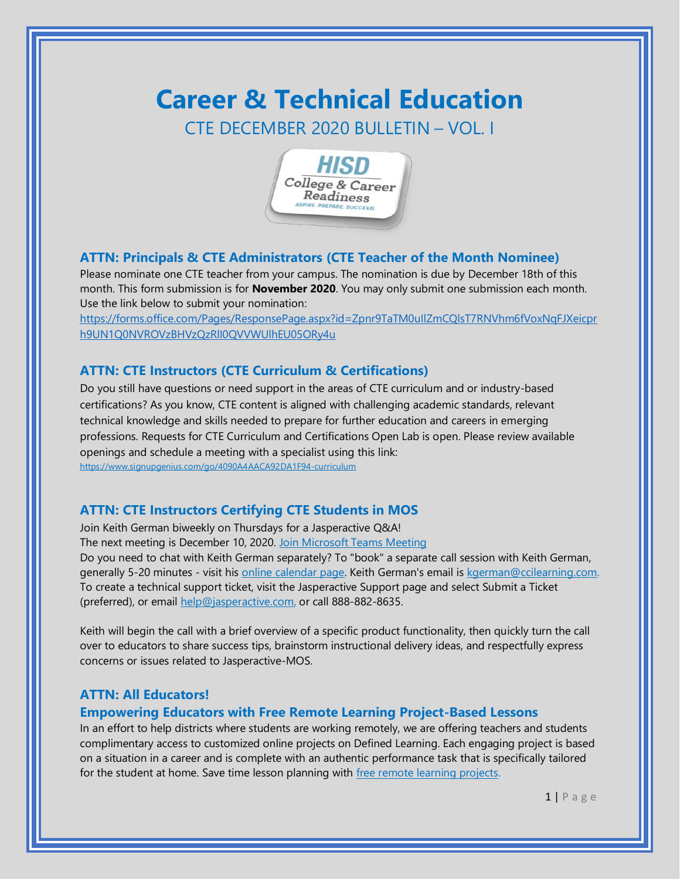# Career & Technical Education

CTE DECEMBER 2020 BULLETIN – VOL. I

### ATTN: Principals & CTE Administrators (CTE Teacher of the Month Nominee)

Please nominate one CTE teacher from your campus. The nomination is due by December 18th of this month. This form submission is for **November 2020**. You may only submit one submission each month. Use the link below to submit your nomination:
https://forms.office.com/Pages/ResponsePage.aspx?id=Zpnr9TaTM0uIlZmCQlsT7RNVhm6fVoxNqFJXeicprh9UN1Q0NVROVzBHVzQzRlI0QVVWUlhEU05ORy4u

### ATTN: CTE Instructors (CTE Curriculum & Certifications)

Do you still have questions or need support in the areas of CTE curriculum and or industry-based certifications? As you know, CTE content is aligned with challenging academic standards, relevant technical knowledge and skills needed to prepare for further education and careers in emerging professions. Requests for CTE Curriculum and Certifications Open Lab is open. Please review available openings and schedule a meeting with a specialist using this link:
https://www.signupgenius.com/go/4090A4AACA92DA1F94-curriculum

### ATTN: CTE Instructors Certifying CTE Students in MOS

Join Keith German biweekly on Thursdays for a Jasperactive Q&A!
The next meeting is December 10, 2020. Join Microsoft Teams Meeting
Do you need to chat with Keith German separately? To "book" a separate call session with Keith German, generally 5-20 minutes - visit his online calendar page. Keith German's email is kgerman@ccilearning.com. To create a technical support ticket, visit the Jasperactive Support page and select Submit a Ticket (preferred), or email help@jasperactive.com, or call 888-882-8635.

Keith will begin the call with a brief overview of a specific product functionality, then quickly turn the call over to educators to share success tips, brainstorm instructional delivery ideas, and respectfully express concerns or issues related to Jasperactive-MOS.

### ATTN: All Educators!

### Empowering Educators with Free Remote Learning Project-Based Lessons

In an effort to help districts where students are working remotely, we are offering teachers and students complimentary access to customized online projects on Defined Learning. Each engaging project is based on a situation in a career and is complete with an authentic performance task that is specifically tailored for the student at home. Save time lesson planning with free remote learning projects.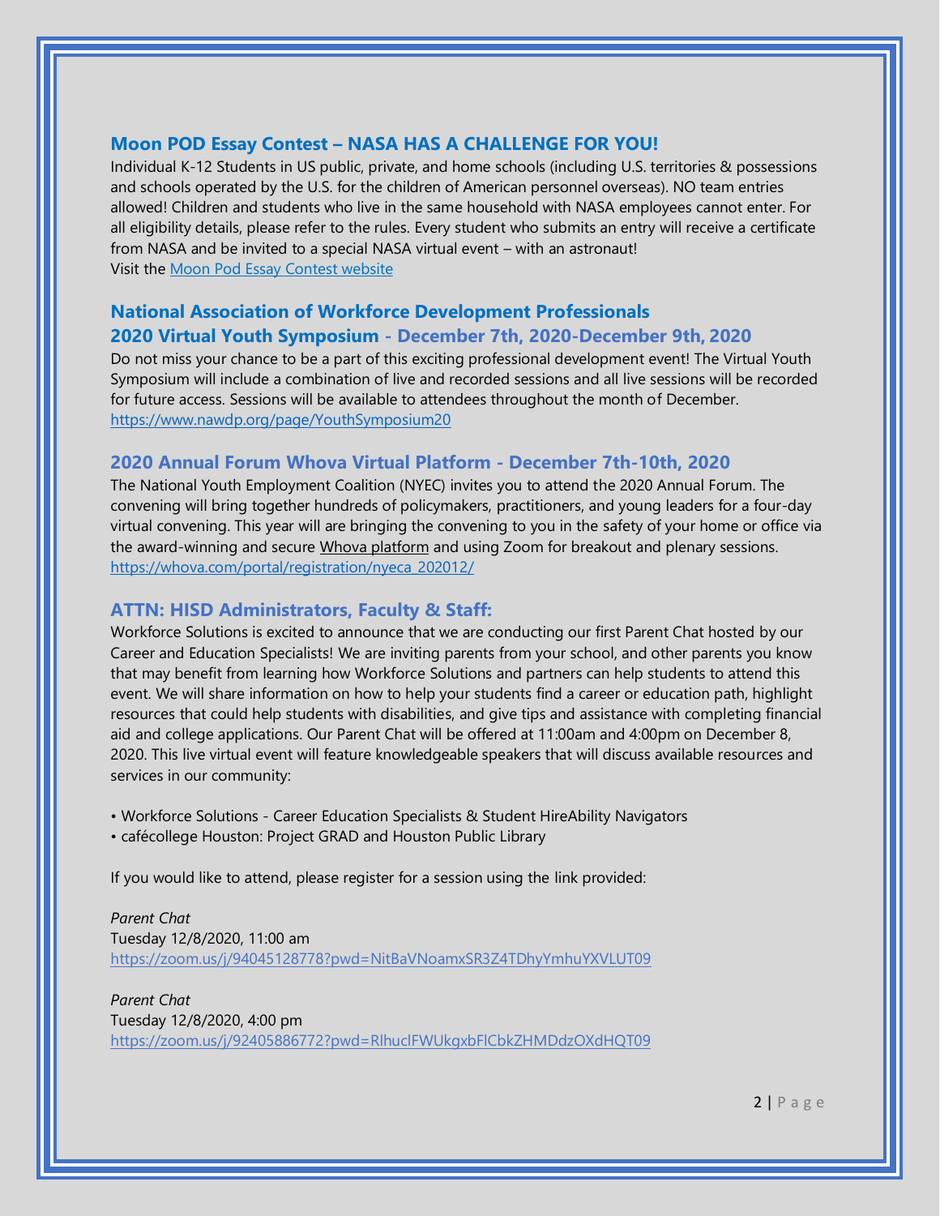## Moon POD Essay Contest – NASA HAS A CHALLENGE FOR YOU!

Individual K-12 Students in US public, private, and home schools (including U.S. territories & possessions and schools operated by the U.S. for the children of American personnel overseas). NO team entries allowed! Children and students who live in the same household with NASA employees cannot enter. For all eligibility details, please refer to the rules. Every student who submits an entry will receive a certificate from NASA and be invited to a special NASA virtual event – with an astronaut!
Visit the [Moon Pod Essay Contest website]

## National Association of Workforce Development Professionals 2020 Virtual Youth Symposium - December 7th, 2020-December 9th, 2020

Do not miss your chance to be a part of this exciting professional development event! The Virtual Youth Symposium will include a combination of live and recorded sessions and all live sessions will be recorded for future access. Sessions will be available to attendees throughout the month of December.
https://www.nawdp.org/page/YouthSymposium20

## 2020 Annual Forum Whova Virtual Platform - December 7th-10th, 2020

The National Youth Employment Coalition (NYEC) invites you to attend the 2020 Annual Forum. The convening will bring together hundreds of policymakers, practitioners, and young leaders for a four-day virtual convening. This year will are bringing the convening to you in the safety of your home or office via the award-winning and secure Whova platform and using Zoom for breakout and plenary sessions.
https://whova.com/portal/registration/nyeca_202012/

## ATTN: HISD Administrators, Faculty & Staff:

Workforce Solutions is excited to announce that we are conducting our first Parent Chat hosted by our Career and Education Specialists! We are inviting parents from your school, and other parents you know that may benefit from learning how Workforce Solutions and partners can help students to attend this event. We will share information on how to help your students find a career or education path, highlight resources that could help students with disabilities, and give tips and assistance with completing financial aid and college applications. Our Parent Chat will be offered at 11:00am and 4:00pm on December 8, 2020. This live virtual event will feature knowledgeable speakers that will discuss available resources and services in our community:

- Workforce Solutions - Career Education Specialists & Student HireAbility Navigators
- cafécollege Houston: Project GRAD and Houston Public Library

If you would like to attend, please register for a session using the link provided:

*Parent Chat*
Tuesday 12/8/2020, 11:00 am
https://zoom.us/j/94045128778?pwd=NitBaVNoamxSR3Z4TDhyYmhuYXVLUT09

*Parent Chat*
Tuesday 12/8/2020, 4:00 pm
https://zoom.us/j/92405886772?pwd=RlhuclFWUkgxbFlCbkZHMDdzOXdHQT09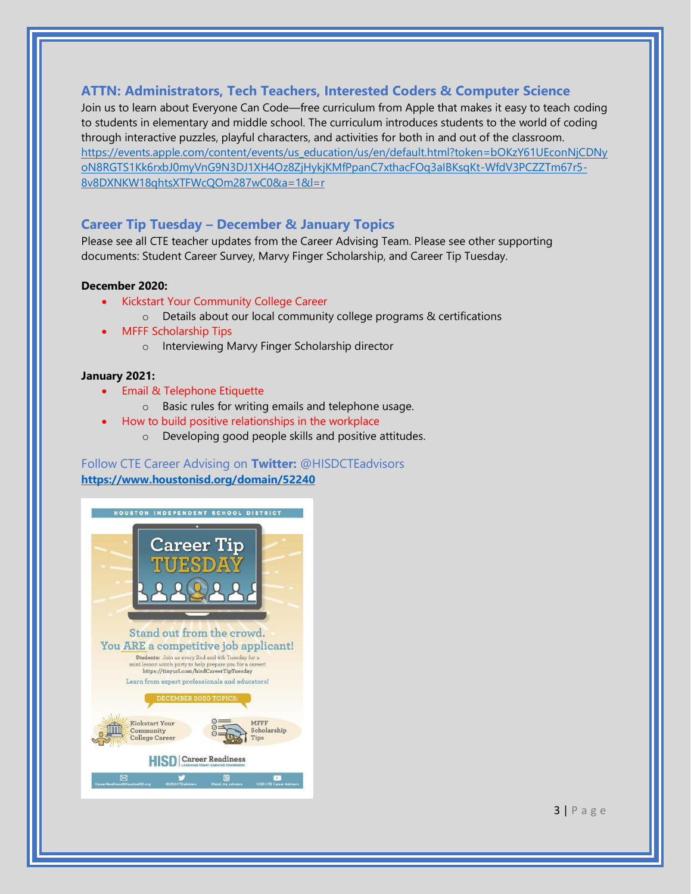## ATTN: Administrators, Tech Teachers, Interested Coders & Computer Science

Join us to learn about Everyone Can Code—free curriculum from Apple that makes it easy to teach coding to students in elementary and middle school. The curriculum introduces students to the world of coding through interactive puzzles, playful characters, and activities for both in and out of the classroom.
https://events.apple.com/content/events/us_education/us/en/default.html?token=bOKzY61UEconNjCDNyoN8RGTS1Kk6rxbJ0myVnG9N3DJ1XH4Oz8ZjHykjKMfPpanC7xthacFOq3aIBKsqKt-WfdV3PCZZTm67r5-8v8DXNKW18qhtsXTFWcQOm287wC0&a=1&l=r

## Career Tip Tuesday – December & January Topics

Please see all CTE teacher updates from the Career Advising Team. Please see other supporting documents: Student Career Survey, Marvy Finger Scholarship, and Career Tip Tuesday.

**December 2020:**

- Kickstart Your Community College Career
  - Details about our local community college programs & certifications
- MFFF Scholarship Tips
  - Interviewing Marvy Finger Scholarship director

**January 2021:**

- Email & Telephone Etiquette
  - Basic rules for writing emails and telephone usage.
- How to build positive relationships in the workplace
  - Developing good people skills and positive attitudes.

Follow CTE Career Advising on **Twitter:** @HISDCTEadvisors
**https://www.houstonisd.org/domain/52240**

HOUSTON INDEPENDENT SCHOOL DISTRICT

Career Tip TUESDAY

Stand out from the crowd.
You ARE a competitive job applicant!

Students: Join us every 2nd and 4th Tuesday for a mini lesson watch party to help prepare you for a career!
https://tinyurl.com/hisdCareerTipTuesday

Learn from expert professionals and educators!

DECEMBER 2020 TOPICS:

Kickstart Your Community College Career

MFFF Scholarship Tips

HISD | Career Readiness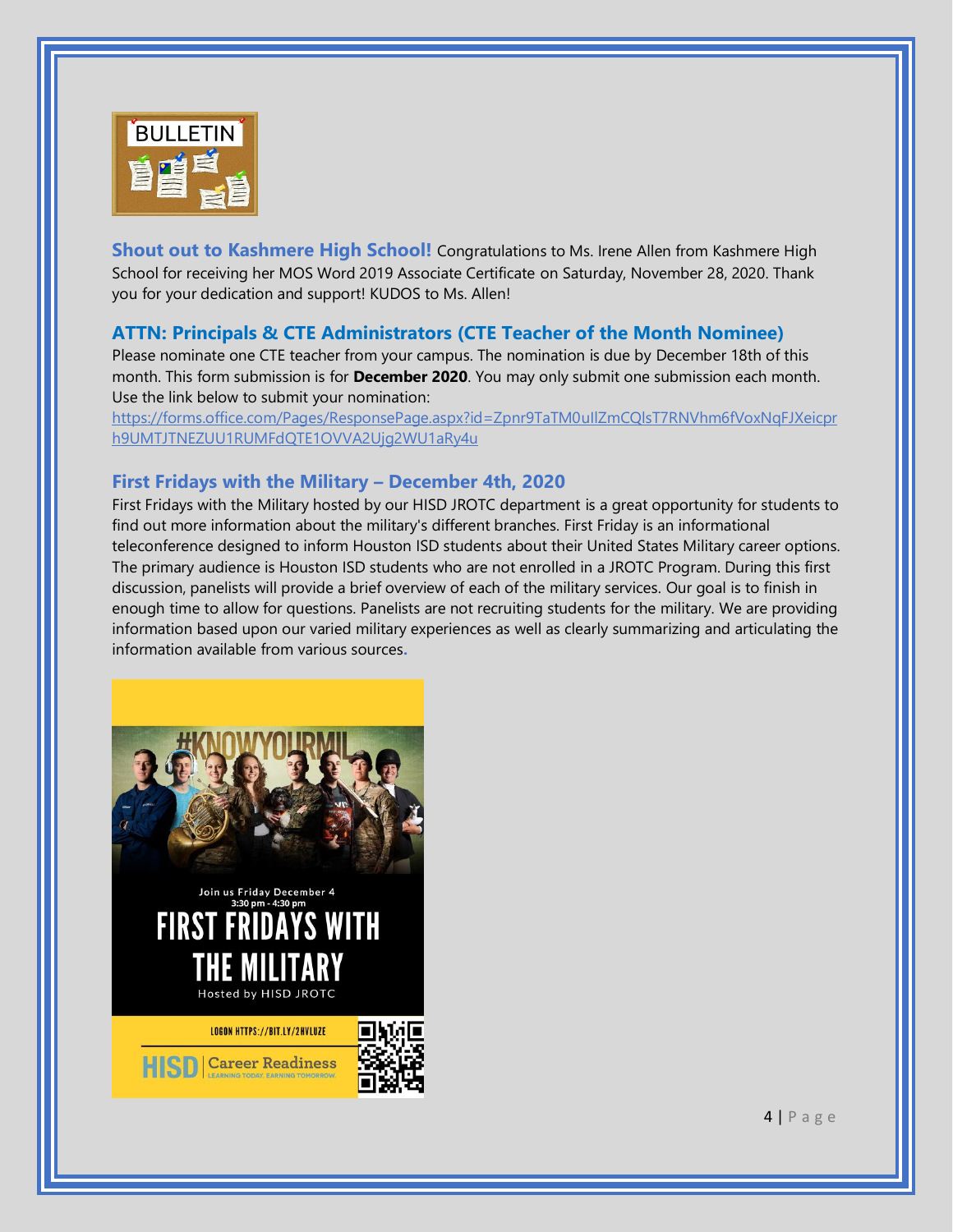BULLETIN

**Shout out to Kashmere High School!** Congratulations to Ms. Irene Allen from Kashmere High School for receiving her MOS Word 2019 Associate Certificate on Saturday, November 28, 2020. Thank you for your dedication and support! KUDOS to Ms. Allen!

### ATTN: Principals & CTE Administrators (CTE Teacher of the Month Nominee)

Please nominate one CTE teacher from your campus. The nomination is due by December 18th of this month. This form submission is for **December 2020**. You may only submit one submission each month. Use the link below to submit your nomination:
https://forms.office.com/Pages/ResponsePage.aspx?id=Zpnr9TaTM0uIlZmCQIsT7RNVhm6fVoxNqFJXeicprh9UMTJTNEZUU1RUMFdQTE1OVVA2Ujg2WU1aRy4u

### First Fridays with the Military – December 4th, 2020

First Fridays with the Military hosted by our HISD JROTC department is a great opportunity for students to find out more information about the military's different branches. First Friday is an informational teleconference designed to inform Houston ISD students about their United States Military career options. The primary audience is Houston ISD students who are not enrolled in a JROTC Program. During this first discussion, panelists will provide a brief overview of each of the military services. Our goal is to finish in enough time to allow for questions. Panelists are not recruiting students for the military. We are providing information based upon our varied military experiences as well as clearly summarizing and articulating the information available from various sources.

#KNOWYOURMIL

Join us Friday December 4
3:30 pm - 4:30 pm

**FIRST FRIDAYS WITH THE MILITARY**

Hosted by HISD JROTC

LOGON HTTPS://BIT.LY/2HVLUZE

HISD | Career Readiness
LEARNING TODAY. EARNING TOMORROW.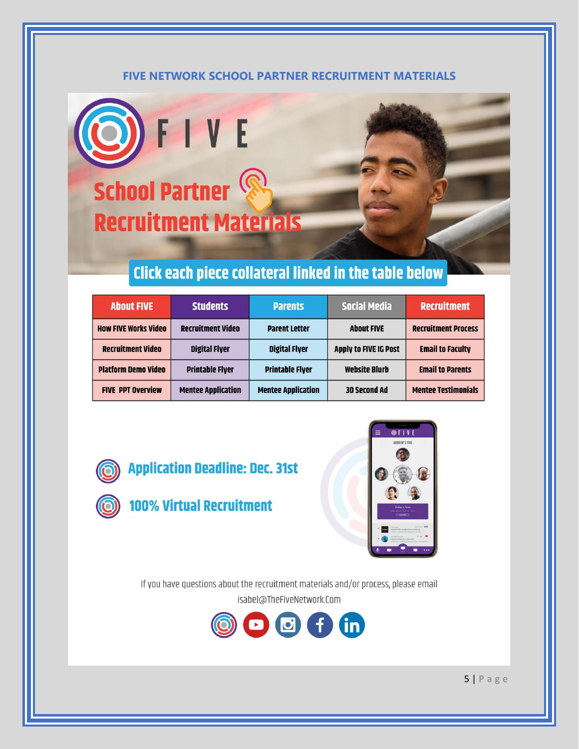## FIVE NETWORK SCHOOL PARTNER RECRUITMENT MATERIALS

FIVE

# School Partner Recruitment Materials

**Click each piece collateral linked in the table below**

| About FIVE | Students | Parents | Social Media | Recruitment |
|---|---|---|---|---|
| How FIVE Works Video | Recruitment Video | Parent Letter | About FIVE | Recruitment Process |
| Recruitment Video | Digital Flyer | Digital Flyer | Apply to FIVE IG Post | Email to Faculty |
| Platform Demo Video | Printable Flyer | Printable Flyer | Website Blurb | Email to Parents |
| FIVE PPT Overview | Mentee Application | Mentee Application | 30 Second Ad | Mentee Testimonials |

**Application Deadline: Dec. 31st**

**100% Virtual Recruitment**

If you have questions about the recruitment materials and/or process, please email isabel@TheFiveNetwork.Com